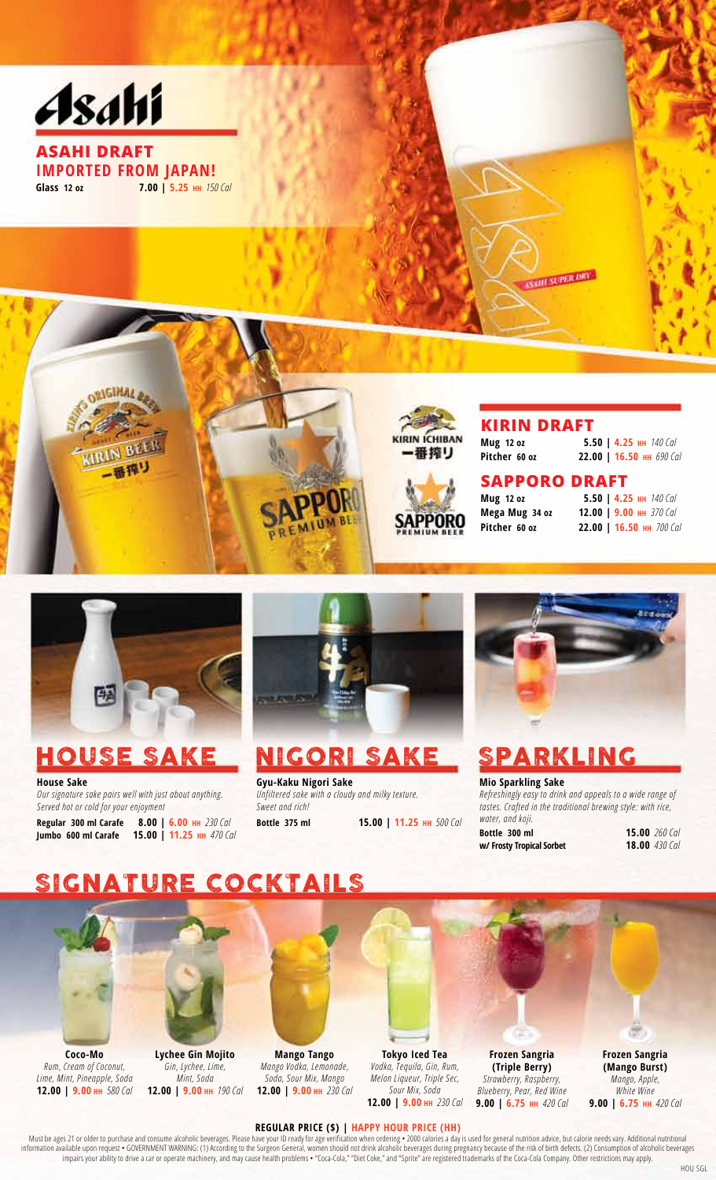# Asahi

## ASAHI DRAFT
## IMPORTED FROM JAPAN!

**Glass 12 oz** — **7.00 | 5.25 HH** *150 Cal*

## KIRIN DRAFT

| | | |
|---|---|---|
| **Mug 12 oz** | **5.50 \| 4.25 HH** | *140 Cal* |
| **Pitcher 60 oz** | **22.00 \| 16.50 HH** | *690 Cal* |

## SAPPORO DRAFT

| | | |
|---|---|---|
| **Mug 12 oz** | **5.50 \| 4.25 HH** | *140 Cal* |
| **Mega Mug 34 oz** | **12.00 \| 9.00 HH** | *370 Cal* |
| **Pitcher 60 oz** | **22.00 \| 16.50 HH** | *700 Cal* |

## HOUSE SAKE

**House Sake**
*Our signature sake pairs well with just about anything. Served hot or cold for your enjoyment*

| | | |
|---|---|---|
| **Regular 300 ml Carafe** | **8.00 \| 6.00 HH** | *230 Cal* |
| **Jumbo 600 ml Carafe** | **15.00 \| 11.25 HH** | *470 Cal* |

## NIGORI SAKE

**Gyu-Kaku Nigori Sake**
*Unfiltered sake with a cloudy and milky texture. Sweet and rich!*

**Bottle 375 ml** — **15.00 | 11.25 HH** *500 Cal*

## SPARKLING

**Mio Sparkling Sake**
*Refreshingly easy to drink and appeals to a wide range of tastes. Crafted in the traditional brewing style: with rice, water, and koji.*

| | | |
|---|---|---|
| **Bottle 300 ml** | **15.00** | *260 Cal* |
| **w/ Frosty Tropical Sorbet** | **18.00** | *430 Cal* |

## SIGNATURE COCKTAILS

**Coco-Mo**
*Rum, Cream of Coconut, Lime, Mint, Pineapple, Soda*
**12.00 | 9.00 HH** *580 Cal*

**Lychee Gin Mojito**
*Gin, Lychee, Lime, Mint, Soda*
**12.00 | 9.00 HH** *190 Cal*

**Mango Tango**
*Mango Vodka, Lemonade, Soda, Sour Mix, Mango*
**12.00 | 9.00 HH** *230 Cal*

**Tokyo Iced Tea**
*Vodka, Tequila, Gin, Rum, Melon Liqueur, Triple Sec, Sour Mix, Soda*
**12.00 | 9.00 HH** *230 Cal*

**Frozen Sangria (Triple Berry)**
*Strawberry, Raspberry, Blueberry, Pear, Red Wine*
**9.00 | 6.75 HH** *420 Cal*

**Frozen Sangria (Mango Burst)**
*Mango, Apple, White Wine*
**9.00 | 6.75 HH** *420 Cal*

**REGULAR PRICE ($) | HAPPY HOUR PRICE (HH)**

Must be ages 21 or older to purchase and consume alcoholic beverages. Please have your ID ready for age verification when ordering • 2000 calories a day is used for general nutrition advice, but calorie needs vary. Additional nutritional information available upon request • GOVERNMENT WARNING: (1) According to the Surgeon General, women should not drink alcoholic beverages during pregnancy because of the risk of birth defects. (2) Consumption of alcoholic beverages impairs your ability to drive a car or operate machinery, and may cause health problems • "Coca-Cola," "Diet Coke," and "Sprite" are registered trademarks of the Coca-Cola Company. Other restrictions may apply.

HOU SGL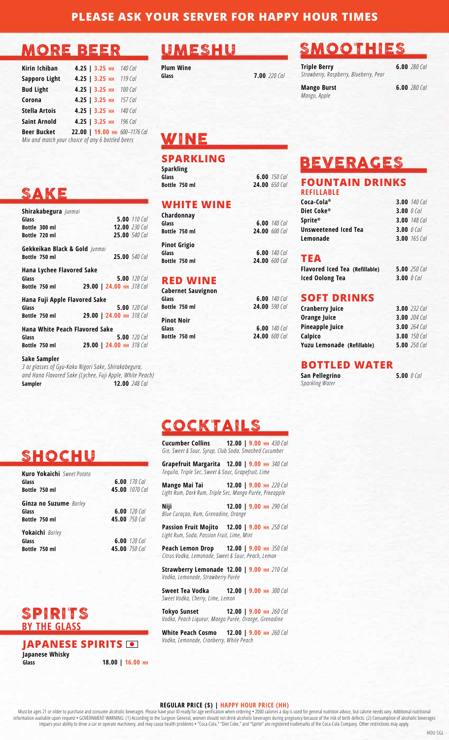**PLEASE ASK YOUR SERVER FOR HAPPY HOUR TIMES**

## MORE BEER

| | | |
|---|---|---|
| **Kirin Ichiban** | 4.25 \| 3.25 HH | 140 Cal |
| **Sapporo Light** | 4.25 \| 3.25 HH | 119 Cal |
| **Bud Light** | 4.25 \| 3.25 HH | 100 Cal |
| **Corona** | 4.25 \| 3.25 HH | 157 Cal |
| **Stella Artois** | 4.25 \| 3.25 HH | 140 Cal |
| **Saint Arnold** | 4.25 \| 3.25 HH | 196 Cal |
| **Beer Bucket** | 22.00 \| 19.00 HH | 600–1176 Cal |

*Mix and match your choice of any 6 bottled beers*

## SAKE

**Shirakabegura** *Junmai*
- Glass — **5.00** *110 Cal*
- Bottle 300 ml — **12.00** *230 Cal*
- Bottle 720 ml — **25.00** *540 Cal*

**Gekkeikan Black & Gold** *Junmai*
- Bottle 750 ml — **25.00** *540 Cal*

**Hana Lychee Flavored Sake**
- Glass — **5.00** *120 Cal*
- Bottle 750 ml — **29.00 | 24.00 HH** *318 Cal*

**Hana Fuji Apple Flavored Sake**
- Glass — **5.00** *120 Cal*
- Bottle 750 ml — **29.00 | 24.00 HH** *318 Cal*

**Hana White Peach Flavored Sake**
- Glass — **5.00** *120 Cal*
- Bottle 750 ml — **29.00 | 24.00 HH** *318 Cal*

**Sake Sampler**
*3 oz glasses of Gyu-Kaku Nigori Sake, Shirakabegura, and Hana Flavored Sake (Lychee, Fuji Apple, White Peach)*
- Sampler — **12.00** *248 Cal*

## SHOCHU

**Kuro Yokaichi** *Sweet Potato*
- Glass — **6.00** *170 Cal*
- Bottle 750 ml — **45.00** *1070 Cal*

**Ginza no Suzume** *Barley*
- Glass — **6.00** *120 Cal*
- Bottle 750 ml — **45.00** *750 Cal*

**Yokaichi** *Barley*
- Glass — **6.00** *120 Cal*
- Bottle 750 ml — **45.00** *750 Cal*

## SPIRITS BY THE GLASS

### JAPANESE SPIRITS

**Japanese Whisky**
- Glass — **18.00 | 16.00 HH**

## UMESHU

**Plum Wine**
- Glass — **7.00** *220 Cal*

## WINE

### SPARKLING

**Sparkling**
- Glass — **6.00** *150 Cal*
- Bottle 750 ml — **24.00** *650 Cal*

### WHITE WINE

**Chardonnay**
- Glass — **6.00** *140 Cal*
- Bottle 750 ml — **24.00** *600 Cal*

**Pinot Grigio**
- Glass — **6.00** *140 Cal*
- Bottle 750 ml — **24.00** *600 Cal*

### RED WINE

**Cabernet Sauvignon**
- Glass — **6.00** *140 Cal*
- Bottle 750 ml — **24.00** *590 Cal*

**Pinot Noir**
- Glass — **6.00** *140 Cal*
- Bottle 750 ml — **24.00** *600 Cal*

## COCKTAILS

**Cucumber Collins** — **12.00 | 9.00 HH** *430 Cal*
*Gin, Sweet & Sour, Syrup, Club Soda, Smashed Cucumber*

**Grapefruit Margarita** — **12.00 | 9.00 HH** *340 Cal*
*Tequila, Triple Sec, Sweet & Sour, Grapefruit, Lime*

**Mango Mai Tai** — **12.00 | 9.00 HH** *220 Cal*
*Light Rum, Dark Rum, Triple Sec, Mango Purée, Pineapple*

**Niji** — **12.00 | 9.00 HH** *290 Cal*
*Blue Curaçao, Rum, Grenadine, Orange*

**Passion Fruit Mojito** — **12.00 | 9.00 HH** *250 Cal*
*Light Rum, Soda, Passion Fruit, Lime, Mint*

**Peach Lemon Drop** — **12.00 | 9.00 HH** *350 Cal*
*Citrus Vodka, Lemonade, Sweet & Sour, Peach, Lemon*

**Strawberry Lemonade** — **12.00 | 9.00 HH** *210 Cal*
*Vodka, Lemonade, Strawberry Purée*

**Sweet Tea Vodka** — **12.00 | 9.00 HH** *300 Cal*
*Sweet Vodka, Cherry, Lime, Lemon*

**Tokyo Sunset** — **12.00 | 9.00 HH** *260 Cal*
*Vodka, Peach Liqueur, Mango Purée, Orange, Grenadine*

**White Peach Cosmo** — **12.00 | 9.00 HH** *260 Cal*
*Vodka, Lemonade, Cranberry, White Peach*

## SMOOTHIES

**Triple Berry** — **6.00** *280 Cal*
*Strawberry, Raspberry, Blueberry, Pear*

**Mango Burst** — **6.00** *280 Cal*
*Mango, Apple*

## BEVERAGES

### FOUNTAIN DRINKS
**REFILLABLE**

| | | |
|---|---|---|
| **Coca-Cola®** | 3.00 | 140 Cal |
| **Diet Coke®** | 3.00 | 0 Cal |
| **Sprite®** | 3.00 | 148 Cal |
| **Unsweetened Iced Tea** | 3.00 | 0 Cal |
| **Lemonade** | 3.00 | 165 Cal |

### TEA

| | | |
|---|---|---|
| **Flavored Iced Tea (Refillable)** | 5.00 | 250 Cal |
| **Iced Oolong Tea** | 3.00 | 0 Cal |

### SOFT DRINKS

| | | |
|---|---|---|
| **Cranberry Juice** | 3.00 | 232 Cal |
| **Orange Juice** | 3.00 | 204 Cal |
| **Pineapple Juice** | 3.00 | 264 Cal |
| **Calpico** | 3.00 | 150 Cal |
| **Yuzu Lemonade (Refillable)** | 5.00 | 250 Cal |

### BOTTLED WATER

**San Pellegrino** — **5.00** *0 Cal*
*Sparkling Water*

**REGULAR PRICE ($) | HAPPY HOUR PRICE (HH)**

Must be ages 21 or older to purchase and consume alcoholic beverages. Please have your ID ready for age verification when ordering • 2000 calories a day is used for general nutrition advice, but calorie needs vary. Additional nutritional information available upon request • GOVERNMENT WARNING: (1) According to the Surgeon General, women should not drink alcoholic beverages during pregnancy because of the risk of birth defects. (2) Consumption of alcoholic beverages impairs your ability to drive a car or operate machinery, and may cause health problems • "Coca-Cola," "Diet Coke," and "Sprite" are registered trademarks of the Coca-Cola Company. Other restrictions may apply.

HOU SGL